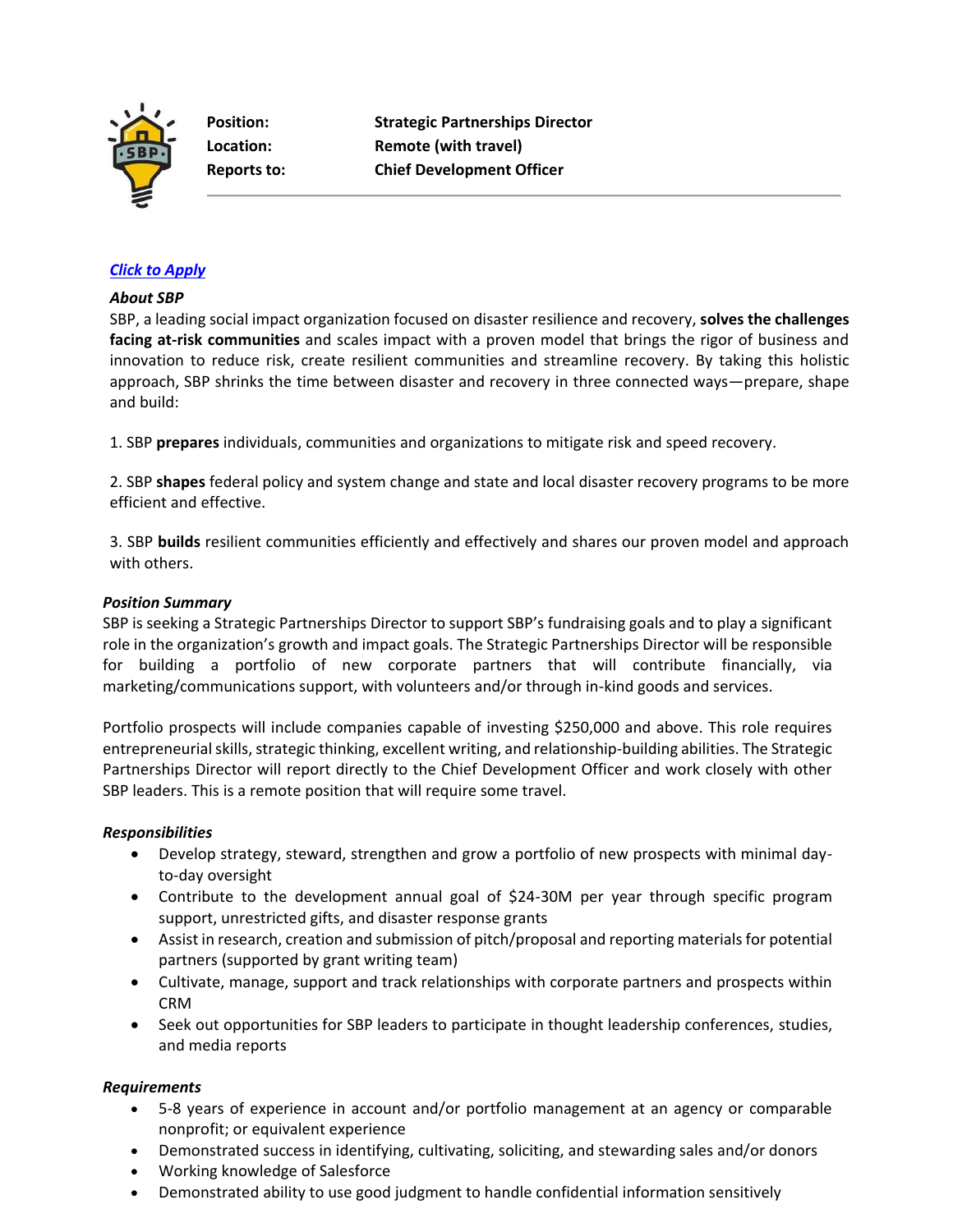**Position:** **Strategic Partnerships Director**
**Location:** **Remote (with travel)**
**Reports to:** **Chief Development Officer**

***Click to Apply***

***About SBP***

SBP, a leading social impact organization focused on disaster resilience and recovery, **solves the challenges facing at-risk communities** and scales impact with a proven model that brings the rigor of business and innovation to reduce risk, create resilient communities and streamline recovery. By taking this holistic approach, SBP shrinks the time between disaster and recovery in three connected ways—prepare, shape and build:

1. SBP **prepares** individuals, communities and organizations to mitigate risk and speed recovery.

2. SBP **shapes** federal policy and system change and state and local disaster recovery programs to be more efficient and effective.

3. SBP **builds** resilient communities efficiently and effectively and shares our proven model and approach with others.

***Position Summary***

SBP is seeking a Strategic Partnerships Director to support SBP's fundraising goals and to play a significant role in the organization's growth and impact goals. The Strategic Partnerships Director will be responsible for building a portfolio of new corporate partners that will contribute financially, via marketing/communications support, with volunteers and/or through in-kind goods and services.

Portfolio prospects will include companies capable of investing $250,000 and above. This role requires entrepreneurial skills, strategic thinking, excellent writing, and relationship-building abilities. The Strategic Partnerships Director will report directly to the Chief Development Officer and work closely with other SBP leaders. This is a remote position that will require some travel.

***Responsibilities***

- Develop strategy, steward, strengthen and grow a portfolio of new prospects with minimal day-to-day oversight
- Contribute to the development annual goal of $24-30M per year through specific program support, unrestricted gifts, and disaster response grants
- Assist in research, creation and submission of pitch/proposal and reporting materials for potential partners (supported by grant writing team)
- Cultivate, manage, support and track relationships with corporate partners and prospects within CRM
- Seek out opportunities for SBP leaders to participate in thought leadership conferences, studies, and media reports

***Requirements***

- 5-8 years of experience in account and/or portfolio management at an agency or comparable nonprofit; or equivalent experience
- Demonstrated success in identifying, cultivating, soliciting, and stewarding sales and/or donors
- Working knowledge of Salesforce
- Demonstrated ability to use good judgment to handle confidential information sensitively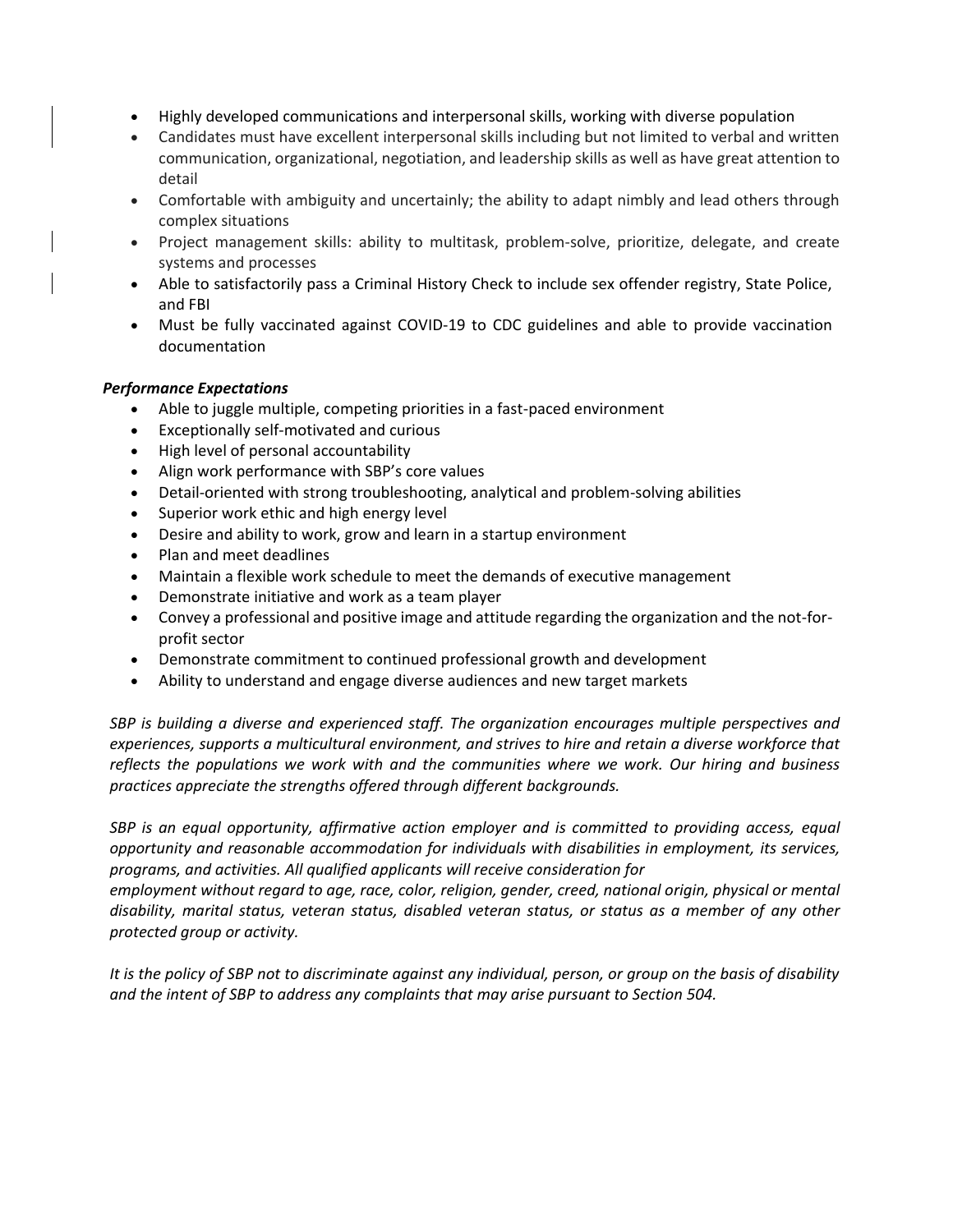- Highly developed communications and interpersonal skills, working with diverse population
- Candidates must have excellent interpersonal skills including but not limited to verbal and written communication, organizational, negotiation, and leadership skills as well as have great attention to detail
- Comfortable with ambiguity and uncertainly; the ability to adapt nimbly and lead others through complex situations
- Project management skills: ability to multitask, problem-solve, prioritize, delegate, and create systems and processes
- Able to satisfactorily pass a Criminal History Check to include sex offender registry, State Police, and FBI
- Must be fully vaccinated against COVID-19 to CDC guidelines and able to provide vaccination documentation

***Performance Expectations***

- Able to juggle multiple, competing priorities in a fast-paced environment
- Exceptionally self-motivated and curious
- High level of personal accountability
- Align work performance with SBP's core values
- Detail-oriented with strong troubleshooting, analytical and problem-solving abilities
- Superior work ethic and high energy level
- Desire and ability to work, grow and learn in a startup environment
- Plan and meet deadlines
- Maintain a flexible work schedule to meet the demands of executive management
- Demonstrate initiative and work as a team player
- Convey a professional and positive image and attitude regarding the organization and the not-for-profit sector
- Demonstrate commitment to continued professional growth and development
- Ability to understand and engage diverse audiences and new target markets

*SBP is building a diverse and experienced staff. The organization encourages multiple perspectives and experiences, supports a multicultural environment, and strives to hire and retain a diverse workforce that reflects the populations we work with and the communities where we work. Our hiring and business practices appreciate the strengths offered through different backgrounds.*

*SBP is an equal opportunity, affirmative action employer and is committed to providing access, equal opportunity and reasonable accommodation for individuals with disabilities in employment, its services, programs, and activities. All qualified applicants will receive consideration for employment without regard to age, race, color, religion, gender, creed, national origin, physical or mental disability, marital status, veteran status, disabled veteran status, or status as a member of any other protected group or activity.*

*It is the policy of SBP not to discriminate against any individual, person, or group on the basis of disability and the intent of SBP to address any complaints that may arise pursuant to Section 504.*